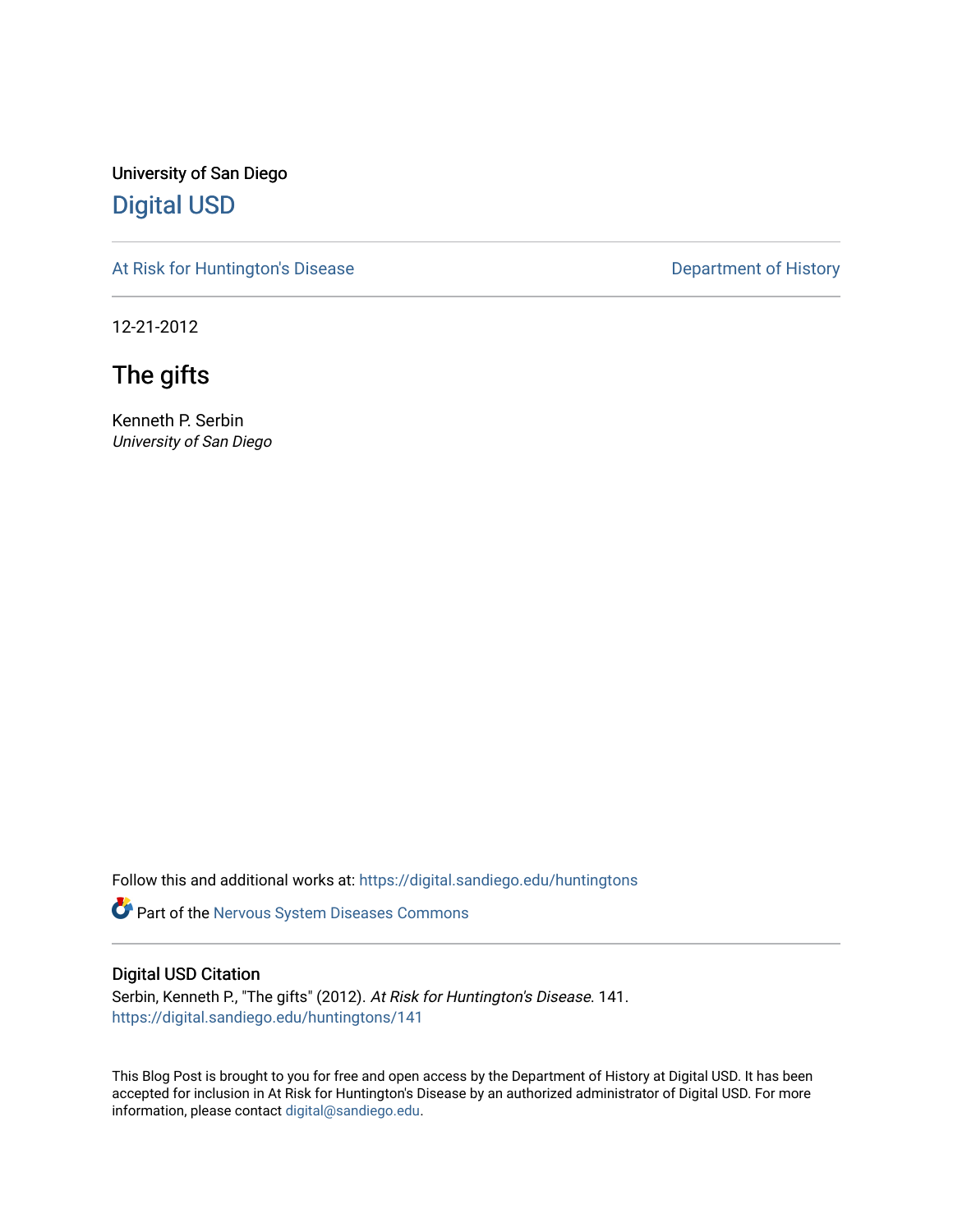University of San Diego

# Digital USD

At Risk for Huntington's Disease

Department of History

12-21-2012

## The gifts

Kenneth P. Serbin
*University of San Diego*

Follow this and additional works at: https://digital.sandiego.edu/huntingtons

Part of the Nervous System Diseases Commons

### Digital USD Citation

Serbin, Kenneth P., "The gifts" (2012). *At Risk for Huntington's Disease*. 141.
https://digital.sandiego.edu/huntingtons/141

This Blog Post is brought to you for free and open access by the Department of History at Digital USD. It has been accepted for inclusion in At Risk for Huntington's Disease by an authorized administrator of Digital USD. For more information, please contact digital@sandiego.edu.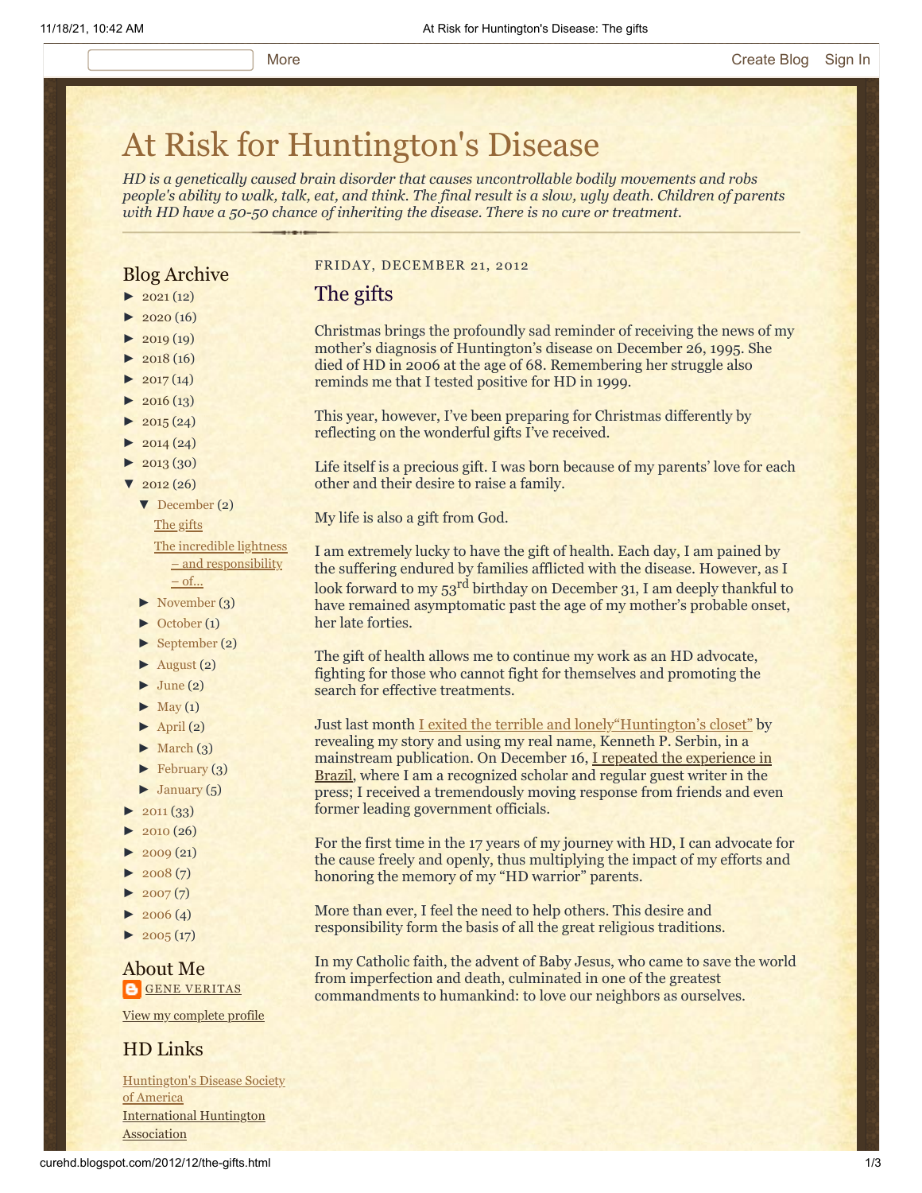# At Risk for Huntington's Disease

*HD is a genetically caused brain disorder that causes uncontrollable bodily movements and robs people's ability to walk, talk, eat, and think. The final result is a slow, ugly death. Children of parents with HD have a 50-50 chance of inheriting the disease. There is no cure or treatment.*

FRIDAY, DECEMBER 21, 2012

## The gifts

Christmas brings the profoundly sad reminder of receiving the news of my mother's diagnosis of Huntington's disease on December 26, 1995. She died of HD in 2006 at the age of 68. Remembering her struggle also reminds me that I tested positive for HD in 1999.

This year, however, I've been preparing for Christmas differently by reflecting on the wonderful gifts I've received.

Life itself is a precious gift. I was born because of my parents' love for each other and their desire to raise a family.

My life is also a gift from God.

I am extremely lucky to have the gift of health. Each day, I am pained by the suffering endured by families afflicted with the disease. However, as I look forward to my 53rd birthday on December 31, I am deeply thankful to have remained asymptomatic past the age of my mother's probable onset, her late forties.

The gift of health allows me to continue my work as an HD advocate, fighting for those who cannot fight for themselves and promoting the search for effective treatments.

Just last month I exited the terrible and lonely"Huntington's closet" by revealing my story and using my real name, Kenneth P. Serbin, in a mainstream publication. On December 16, I repeated the experience in Brazil, where I am a recognized scholar and regular guest writer in the press; I received a tremendously moving response from friends and even former leading government officials.

For the first time in the 17 years of my journey with HD, I can advocate for the cause freely and openly, thus multiplying the impact of my efforts and honoring the memory of my "HD warrior" parents.

More than ever, I feel the need to help others. This desire and responsibility form the basis of all the great religious traditions.

In my Catholic faith, the advent of Baby Jesus, who came to save the world from imperfection and death, culminated in one of the greatest commandments to humankind: to love our neighbors as ourselves.

## Blog Archive

- ► 2021 (12)
- ► 2020 (16)
- ► 2019 (19)
- ► 2018 (16)
- ► 2017 (14)
- ► 2016 (13)
- ► 2015 (24)
- ► 2014 (24)
- ► 2013 (30)
- ▼ 2012 (26)
  - ▼ December (2)
    - The gifts
    - The incredible lightness – and responsibility – of...
  - ► November (3)
  - ► October (1)
  - ► September (2)
  - ► August (2)
  - ► June (2)
  - ► May (1)
  - ► April (2)
  - ► March (3)
  - ► February (3)
  - ► January (5)
- ► 2011 (33)
- ► 2010 (26)
- ► 2009 (21)
- ► 2008 (7)
- ► 2007 (7)
- ► 2006 (4)
- ► 2005 (17)

## About Me

GENE VERITAS

View my complete profile

## HD Links

Huntington's Disease Society of America

International Huntington Association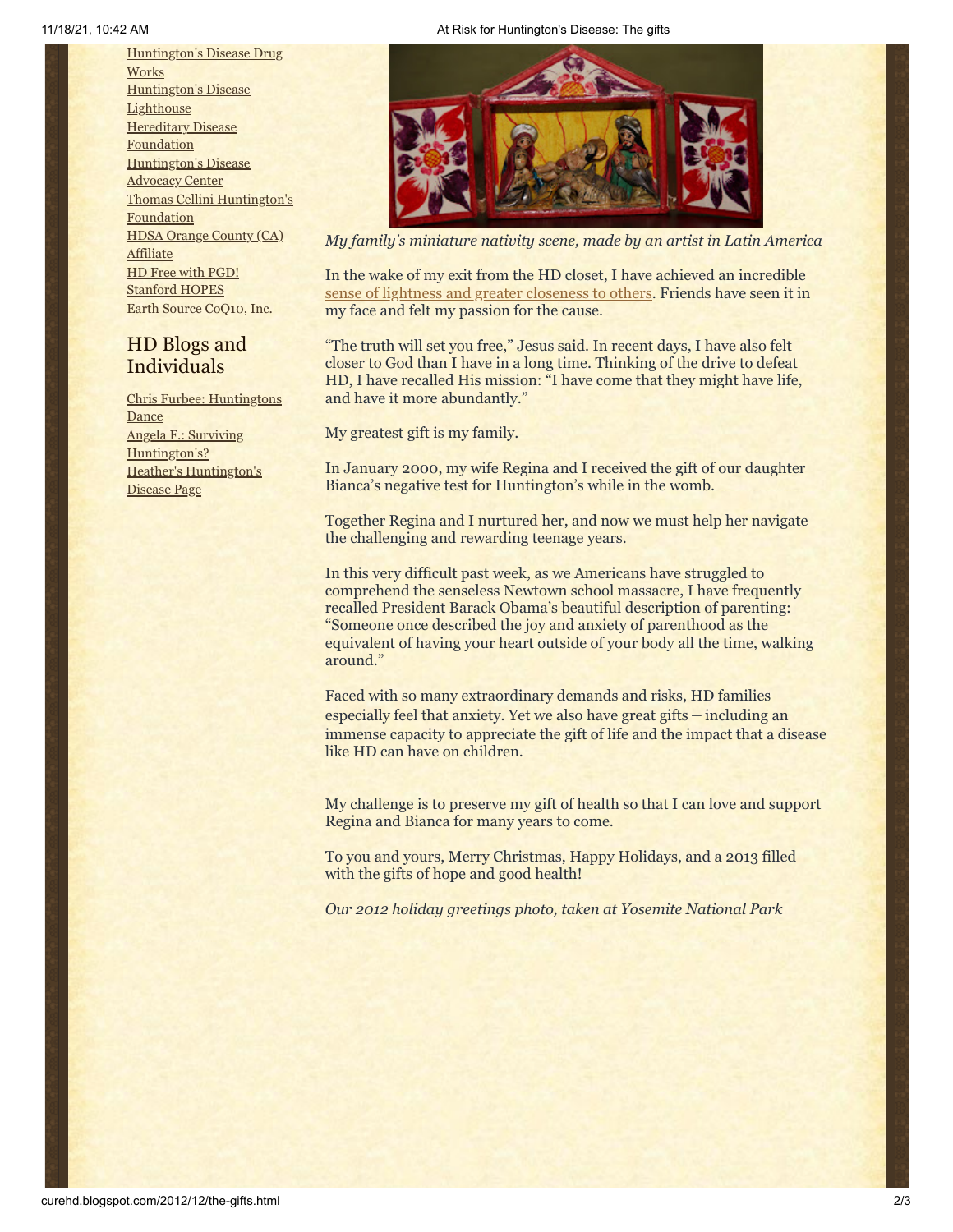Huntington's Disease Drug Works
Huntington's Disease Lighthouse
Hereditary Disease Foundation
Huntington's Disease Advocacy Center
Thomas Cellini Huntington's Foundation
HDSA Orange County (CA) Affiliate
HD Free with PGD!
Stanford HOPES
Earth Source CoQ10, Inc.

## HD Blogs and Individuals

Chris Furbee: Huntingtons Dance
Angela F.: Surviving Huntington's?
Heather's Huntington's Disease Page

*My family's miniature nativity scene, made by an artist in Latin America*

In the wake of my exit from the HD closet, I have achieved an incredible sense of lightness and greater closeness to others. Friends have seen it in my face and felt my passion for the cause.

"The truth will set you free," Jesus said. In recent days, I have also felt closer to God than I have in a long time. Thinking of the drive to defeat HD, I have recalled His mission: "I have come that they might have life, and have it more abundantly."

My greatest gift is my family.

In January 2000, my wife Regina and I received the gift of our daughter Bianca's negative test for Huntington's while in the womb.

Together Regina and I nurtured her, and now we must help her navigate the challenging and rewarding teenage years.

In this very difficult past week, as we Americans have struggled to comprehend the senseless Newtown school massacre, I have frequently recalled President Barack Obama's beautiful description of parenting: "Someone once described the joy and anxiety of parenthood as the equivalent of having your heart outside of your body all the time, walking around."

Faced with so many extraordinary demands and risks, HD families especially feel that anxiety. Yet we also have great gifts – including an immense capacity to appreciate the gift of life and the impact that a disease like HD can have on children.

My challenge is to preserve my gift of health so that I can love and support Regina and Bianca for many years to come.

To you and yours, Merry Christmas, Happy Holidays, and a 2013 filled with the gifts of hope and good health!

*Our 2012 holiday greetings photo, taken at Yosemite National Park*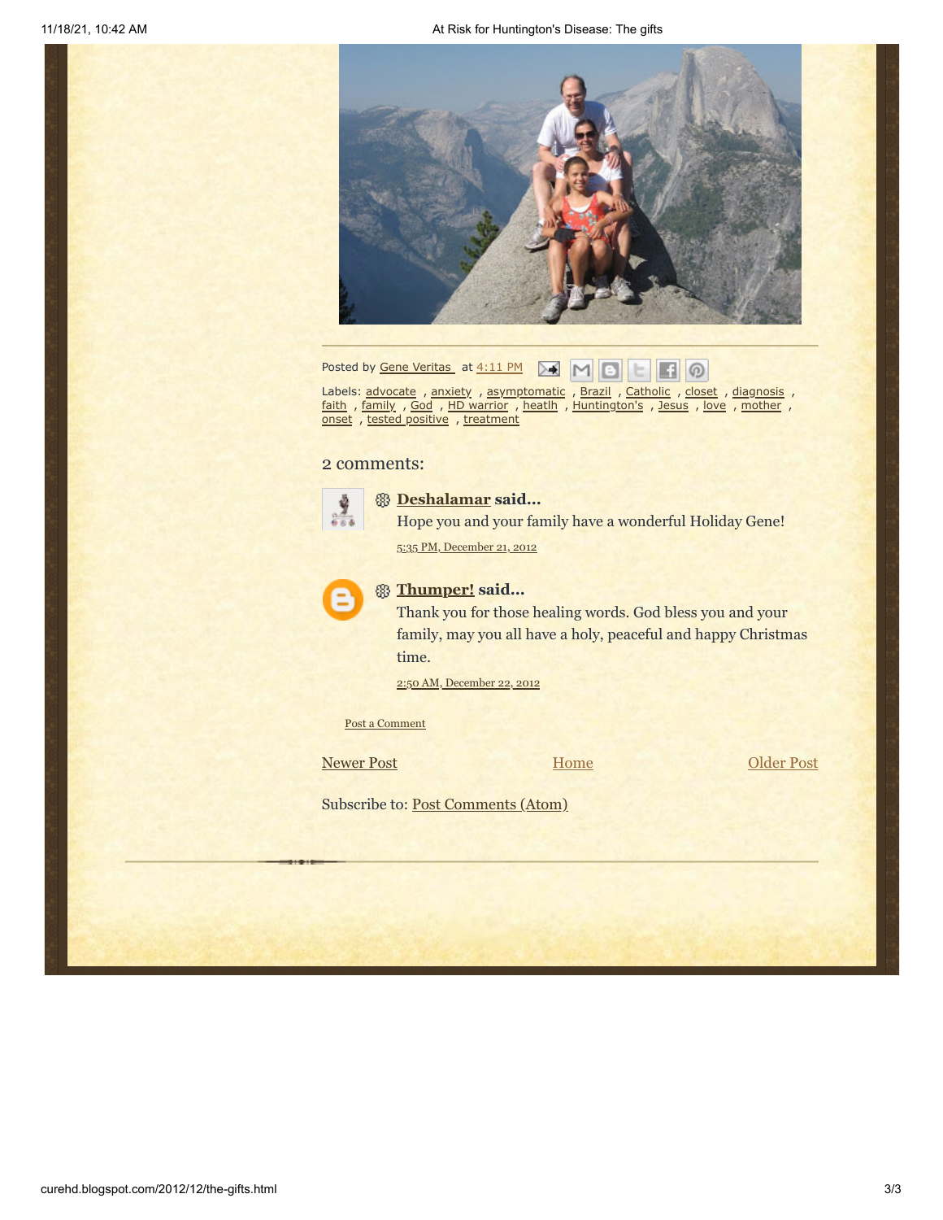Posted by Gene Veritas at 4:11 PM

Labels: advocate , anxiety , asymptomatic , Brazil , Catholic , closet , diagnosis , faith , family , God , HD warrior , heatlh , Huntington's , Jesus , love , mother , onset , tested positive , treatment

## 2 comments:

**Deshalamar said...**

Hope you and your family have a wonderful Holiday Gene!

5:35 PM, December 21, 2012

**Thumper! said...**

Thank you for those healing words. God bless you and your family, may you all have a holy, peaceful and happy Christmas time.

2:50 AM, December 22, 2012

Post a Comment

Newer Post    Home    Older Post

Subscribe to: Post Comments (Atom)